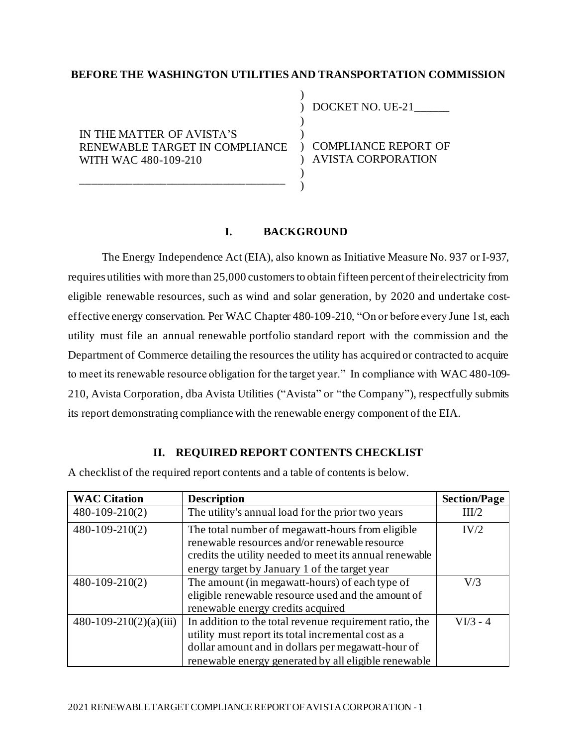**BEFORE THE WASHINGTON UTILITIES AND TRANSPORTATION COMMISSION**

IN THE MATTER OF AVISTA'S RENEWABLE TARGET IN COMPLIANCE WITH WAC 480-109-210

DOCKET NO. UE-21______

COMPLIANCE REPORT OF AVISTA CORPORATION

## I. BACKGROUND

The Energy Independence Act (EIA), also known as Initiative Measure No. 937 or I-937, requires utilities with more than 25,000 customers to obtain fifteen percent of their electricity from eligible renewable resources, such as wind and solar generation, by 2020 and undertake cost-effective energy conservation. Per WAC Chapter 480-109-210, "On or before every June 1st, each utility must file an annual renewable portfolio standard report with the commission and the Department of Commerce detailing the resources the utility has acquired or contracted to acquire to meet its renewable resource obligation for the target year." In compliance with WAC 480-109-210, Avista Corporation, dba Avista Utilities ("Avista" or "the Company"), respectfully submits its report demonstrating compliance with the renewable energy component of the EIA.

## II. REQUIRED REPORT CONTENTS CHECKLIST

A checklist of the required report contents and a table of contents is below.

| WAC Citation | Description | Section/Page |
|---|---|---|
| 480-109-210(2) | The utility's annual load for the prior two years | III/2 |
| 480-109-210(2) | The total number of megawatt-hours from eligible renewable resources and/or renewable resource credits the utility needed to meet its annual renewable energy target by January 1 of the target year | IV/2 |
| 480-109-210(2) | The amount (in megawatt-hours) of each type of eligible renewable resource used and the amount of renewable energy credits acquired | V/3 |
| 480-109-210(2)(a)(iii) | In addition to the total revenue requirement ratio, the utility must report its total incremental cost as a dollar amount and in dollars per megawatt-hour of renewable energy generated by all eligible renewable | VI/3 - 4 |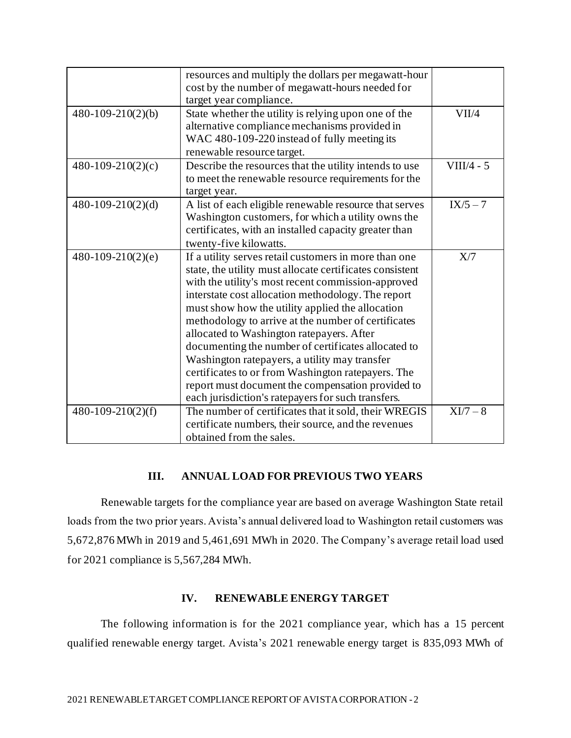|  |  |  |
|---|---|---|
|  | resources and multiply the dollars per megawatt-hour cost by the number of megawatt-hours needed for target year compliance. |  |
| 480-109-210(2)(b) | State whether the utility is relying upon one of the alternative compliance mechanisms provided in WAC 480-109-220 instead of fully meeting its renewable resource target. | VII/4 |
| 480-109-210(2)(c) | Describe the resources that the utility intends to use to meet the renewable resource requirements for the target year. | VIII/4 - 5 |
| 480-109-210(2)(d) | A list of each eligible renewable resource that serves Washington customers, for which a utility owns the certificates, with an installed capacity greater than twenty-five kilowatts. | IX/5 – 7 |
| 480-109-210(2)(e) | If a utility serves retail customers in more than one state, the utility must allocate certificates consistent with the utility's most recent commission-approved interstate cost allocation methodology. The report must show how the utility applied the allocation methodology to arrive at the number of certificates allocated to Washington ratepayers. After documenting the number of certificates allocated to Washington ratepayers, a utility may transfer certificates to or from Washington ratepayers. The report must document the compensation provided to each jurisdiction's ratepayers for such transfers. | X/7 |
| 480-109-210(2)(f) | The number of certificates that it sold, their WREGIS certificate numbers, their source, and the revenues obtained from the sales. | XI/7 – 8 |

## III. ANNUAL LOAD FOR PREVIOUS TWO YEARS

Renewable targets for the compliance year are based on average Washington State retail loads from the two prior years. Avista's annual delivered load to Washington retail customers was 5,672,876 MWh in 2019 and 5,461,691 MWh in 2020. The Company's average retail load used for 2021 compliance is 5,567,284 MWh.

## IV. RENEWABLE ENERGY TARGET

The following information is for the 2021 compliance year, which has a 15 percent qualified renewable energy target. Avista's 2021 renewable energy target is 835,093 MWh of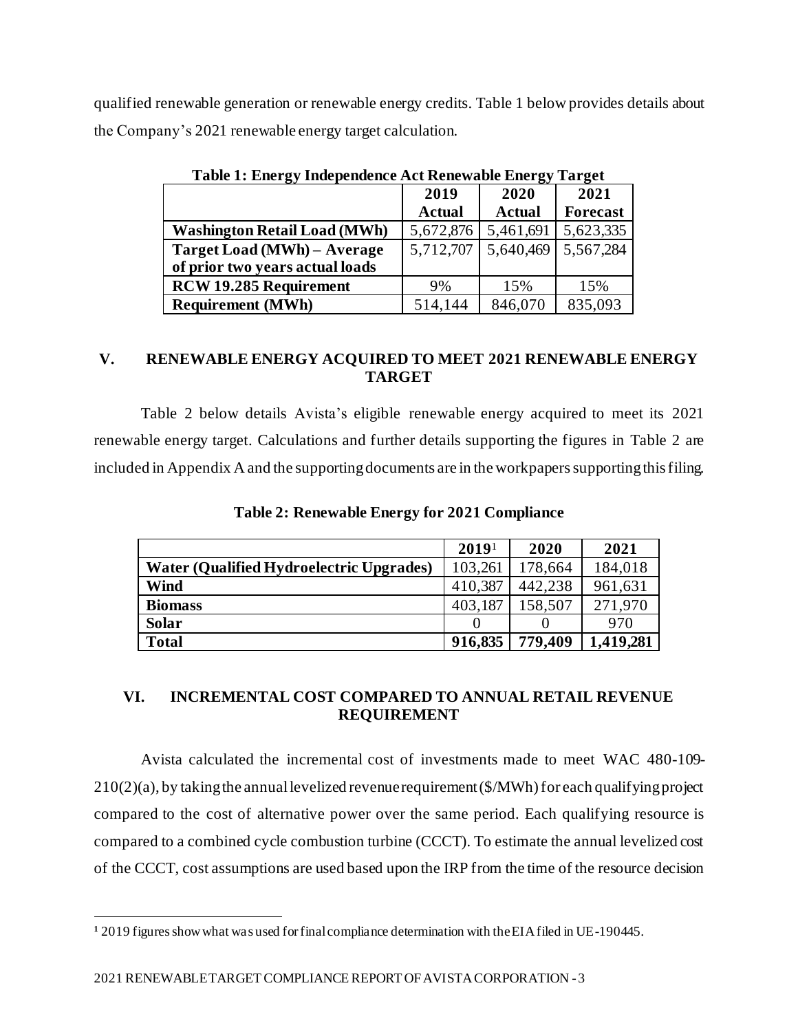qualified renewable generation or renewable energy credits. Table 1 below provides details about the Company's 2021 renewable energy target calculation.

**Table 1: Energy Independence Act Renewable Energy Target**

| | 2019 Actual | 2020 Actual | 2021 Forecast |
|---|---|---|---|
| **Washington Retail Load (MWh)** | 5,672,876 | 5,461,691 | 5,623,335 |
| **Target Load (MWh) – Average of prior two years actual loads** | 5,712,707 | 5,640,469 | 5,567,284 |
| **RCW 19.285 Requirement** | 9% | 15% | 15% |
| **Requirement (MWh)** | 514,144 | 846,070 | 835,093 |

## V. RENEWABLE ENERGY ACQUIRED TO MEET 2021 RENEWABLE ENERGY TARGET

Table 2 below details Avista's eligible renewable energy acquired to meet its 2021 renewable energy target. Calculations and further details supporting the figures in Table 2 are included in Appendix A and the supporting documents are in the workpapers supporting this filing.

**Table 2: Renewable Energy for 2021 Compliance**

| | 2019[1] | 2020 | 2021 |
|---|---|---|---|
| **Water (Qualified Hydroelectric Upgrades)** | 103,261 | 178,664 | 184,018 |
| **Wind** | 410,387 | 442,238 | 961,631 |
| **Biomass** | 403,187 | 158,507 | 271,970 |
| **Solar** | 0 | 0 | 970 |
| **Total** | **916,835** | **779,409** | **1,419,281** |

## VI. INCREMENTAL COST COMPARED TO ANNUAL RETAIL REVENUE REQUIREMENT

Avista calculated the incremental cost of investments made to meet WAC 480-109-210(2)(a), by taking the annual levelized revenue requirement ($/MWh) for each qualifying project compared to the cost of alternative power over the same period. Each qualifying resource is compared to a combined cycle combustion turbine (CCCT). To estimate the annual levelized cost of the CCCT, cost assumptions are used based upon the IRP from the time of the resource decision

[1] 2019 figures show what was used for final compliance determination with the EIA filed in UE-190445.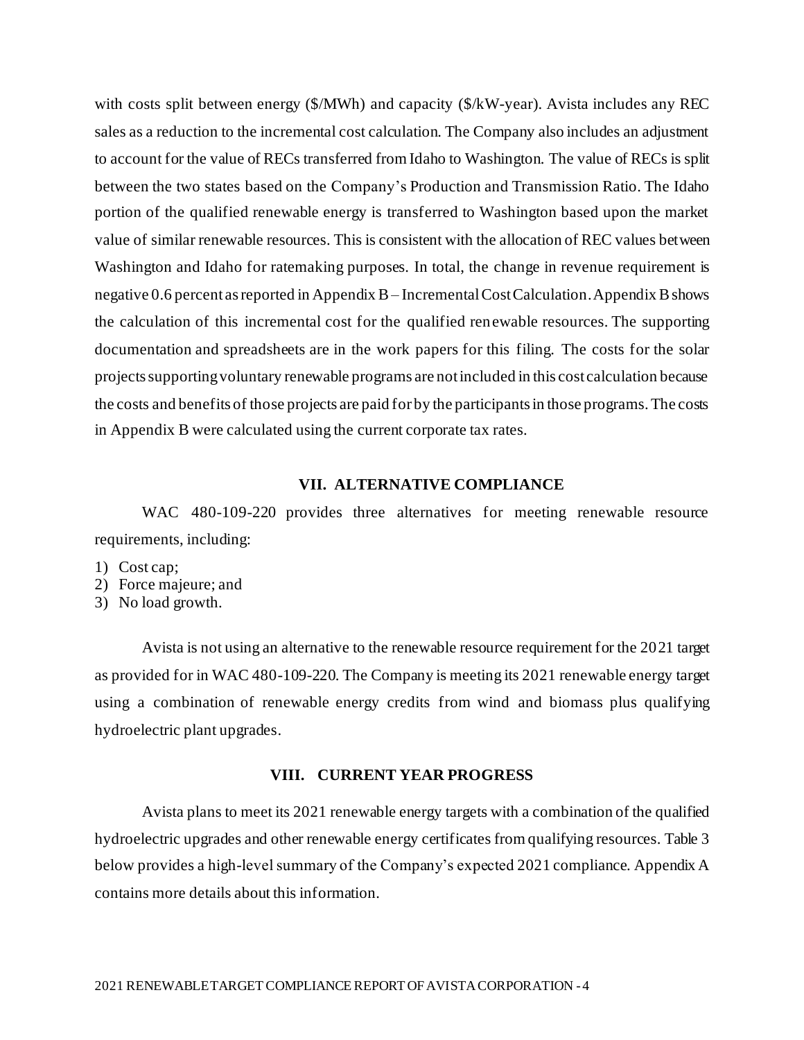with costs split between energy ($/MWh) and capacity ($/kW-year). Avista includes any REC sales as a reduction to the incremental cost calculation. The Company also includes an adjustment to account for the value of RECs transferred from Idaho to Washington. The value of RECs is split between the two states based on the Company's Production and Transmission Ratio. The Idaho portion of the qualified renewable energy is transferred to Washington based upon the market value of similar renewable resources. This is consistent with the allocation of REC values between Washington and Idaho for ratemaking purposes. In total, the change in revenue requirement is negative 0.6 percent as reported in Appendix B – Incremental Cost Calculation. Appendix B shows the calculation of this incremental cost for the qualified renewable resources. The supporting documentation and spreadsheets are in the work papers for this filing. The costs for the solar projects supporting voluntary renewable programs are not included in this cost calculation because the costs and benefits of those projects are paid for by the participants in those programs. The costs in Appendix B were calculated using the current corporate tax rates.

## VII. ALTERNATIVE COMPLIANCE

WAC 480-109-220 provides three alternatives for meeting renewable resource requirements, including:

1) Cost cap;
2) Force majeure; and
3) No load growth.

Avista is not using an alternative to the renewable resource requirement for the 2021 target as provided for in WAC 480-109-220. The Company is meeting its 2021 renewable energy target using a combination of renewable energy credits from wind and biomass plus qualifying hydroelectric plant upgrades.

## VIII. CURRENT YEAR PROGRESS

Avista plans to meet its 2021 renewable energy targets with a combination of the qualified hydroelectric upgrades and other renewable energy certificates from qualifying resources. Table 3 below provides a high-level summary of the Company's expected 2021 compliance. Appendix A contains more details about this information.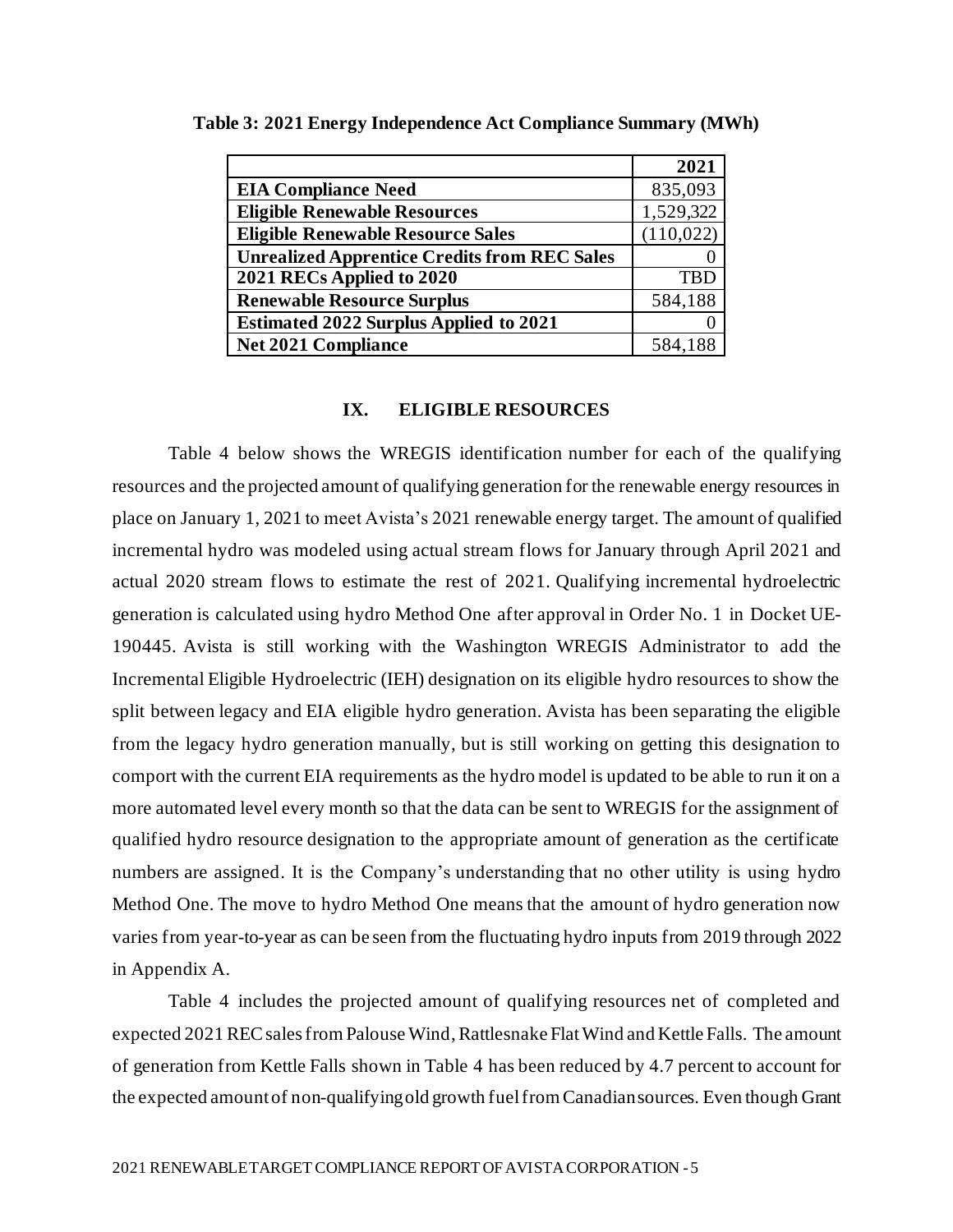**Table 3: 2021 Energy Independence Act Compliance Summary (MWh)**

| | **2021** |
|---|---|
| **EIA Compliance Need** | 835,093 |
| **Eligible Renewable Resources** | 1,529,322 |
| **Eligible Renewable Resource Sales** | (110,022) |
| **Unrealized Apprentice Credits from REC Sales** | 0 |
| **2021 RECs Applied to 2020** | TBD |
| **Renewable Resource Surplus** | 584,188 |
| **Estimated 2022 Surplus Applied to 2021** | 0 |
| **Net 2021 Compliance** | 584,188 |

## IX. ELIGIBLE RESOURCES

Table 4 below shows the WREGIS identification number for each of the qualifying resources and the projected amount of qualifying generation for the renewable energy resources in place on January 1, 2021 to meet Avista's 2021 renewable energy target. The amount of qualified incremental hydro was modeled using actual stream flows for January through April 2021 and actual 2020 stream flows to estimate the rest of 2021. Qualifying incremental hydroelectric generation is calculated using hydro Method One after approval in Order No. 1 in Docket UE-190445. Avista is still working with the Washington WREGIS Administrator to add the Incremental Eligible Hydroelectric (IEH) designation on its eligible hydro resources to show the split between legacy and EIA eligible hydro generation. Avista has been separating the eligible from the legacy hydro generation manually, but is still working on getting this designation to comport with the current EIA requirements as the hydro model is updated to be able to run it on a more automated level every month so that the data can be sent to WREGIS for the assignment of qualified hydro resource designation to the appropriate amount of generation as the certificate numbers are assigned. It is the Company's understanding that no other utility is using hydro Method One. The move to hydro Method One means that the amount of hydro generation now varies from year-to-year as can be seen from the fluctuating hydro inputs from 2019 through 2022 in Appendix A.

Table 4 includes the projected amount of qualifying resources net of completed and expected 2021 REC sales from Palouse Wind, Rattlesnake Flat Wind and Kettle Falls. The amount of generation from Kettle Falls shown in Table 4 has been reduced by 4.7 percent to account for the expected amount of non-qualifying old growth fuel from Canadian sources. Even though Grant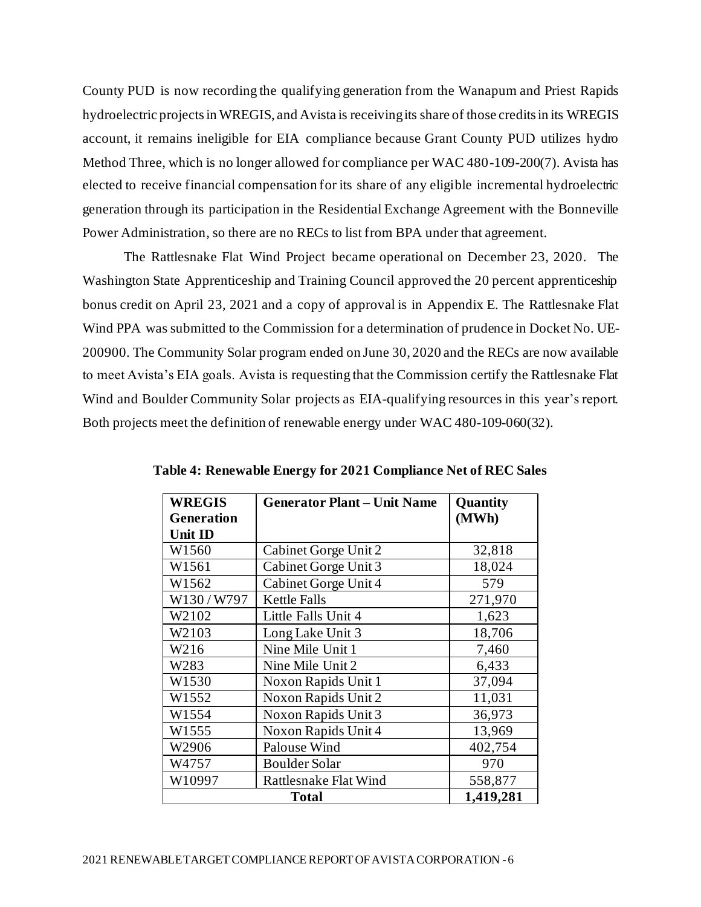County PUD is now recording the qualifying generation from the Wanapum and Priest Rapids hydroelectric projects in WREGIS, and Avista is receiving its share of those credits in its WREGIS account, it remains ineligible for EIA compliance because Grant County PUD utilizes hydro Method Three, which is no longer allowed for compliance per WAC 480-109-200(7). Avista has elected to receive financial compensation for its share of any eligible incremental hydroelectric generation through its participation in the Residential Exchange Agreement with the Bonneville Power Administration, so there are no RECs to list from BPA under that agreement.

The Rattlesnake Flat Wind Project became operational on December 23, 2020. The Washington State Apprenticeship and Training Council approved the 20 percent apprenticeship bonus credit on April 23, 2021 and a copy of approval is in Appendix E. The Rattlesnake Flat Wind PPA was submitted to the Commission for a determination of prudence in Docket No. UE-200900. The Community Solar program ended on June 30, 2020 and the RECs are now available to meet Avista's EIA goals. Avista is requesting that the Commission certify the Rattlesnake Flat Wind and Boulder Community Solar projects as EIA-qualifying resources in this year's report. Both projects meet the definition of renewable energy under WAC 480-109-060(32).

**Table 4: Renewable Energy for 2021 Compliance Net of REC Sales**

| WREGIS Generation Unit ID | Generator Plant – Unit Name | Quantity (MWh) |
|---|---|---|
| W1560 | Cabinet Gorge Unit 2 | 32,818 |
| W1561 | Cabinet Gorge Unit 3 | 18,024 |
| W1562 | Cabinet Gorge Unit 4 | 579 |
| W130 / W797 | Kettle Falls | 271,970 |
| W2102 | Little Falls Unit 4 | 1,623 |
| W2103 | Long Lake Unit 3 | 18,706 |
| W216 | Nine Mile Unit 1 | 7,460 |
| W283 | Nine Mile Unit 2 | 6,433 |
| W1530 | Noxon Rapids Unit 1 | 37,094 |
| W1552 | Noxon Rapids Unit 2 | 11,031 |
| W1554 | Noxon Rapids Unit 3 | 36,973 |
| W1555 | Noxon Rapids Unit 4 | 13,969 |
| W2906 | Palouse Wind | 402,754 |
| W4757 | Boulder Solar | 970 |
| W10997 | Rattlesnake Flat Wind | 558,877 |
| **Total** | | **1,419,281** |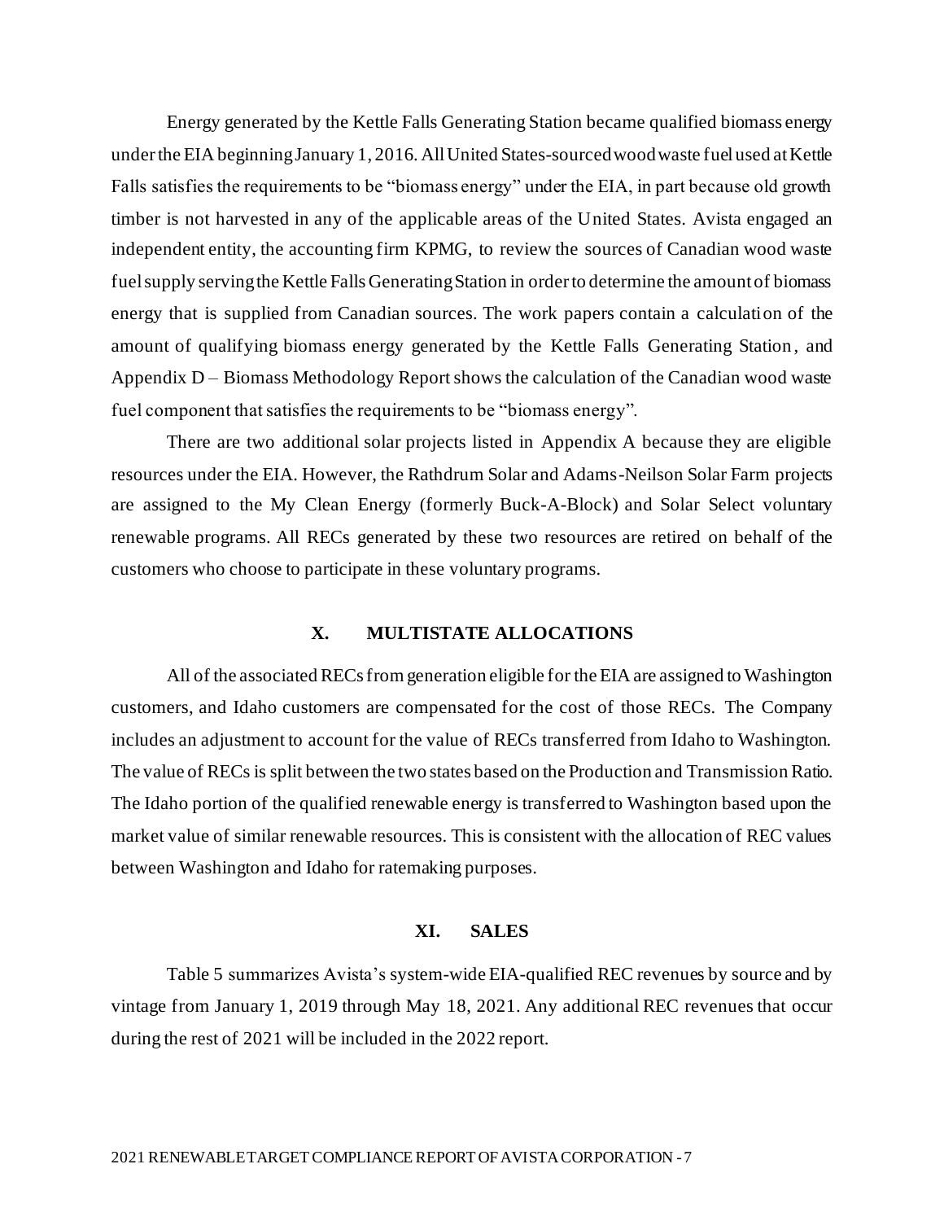Energy generated by the Kettle Falls Generating Station became qualified biomass energy under the EIA beginning January 1, 2016. All United States-sourced wood waste fuel used at Kettle Falls satisfies the requirements to be "biomass energy" under the EIA, in part because old growth timber is not harvested in any of the applicable areas of the United States. Avista engaged an independent entity, the accounting firm KPMG, to review the sources of Canadian wood waste fuel supply serving the Kettle Falls Generating Station in order to determine the amount of biomass energy that is supplied from Canadian sources. The work papers contain a calculation of the amount of qualifying biomass energy generated by the Kettle Falls Generating Station, and Appendix D – Biomass Methodology Report shows the calculation of the Canadian wood waste fuel component that satisfies the requirements to be "biomass energy".

There are two additional solar projects listed in Appendix A because they are eligible resources under the EIA. However, the Rathdrum Solar and Adams-Neilson Solar Farm projects are assigned to the My Clean Energy (formerly Buck-A-Block) and Solar Select voluntary renewable programs. All RECs generated by these two resources are retired on behalf of the customers who choose to participate in these voluntary programs.

## X. MULTISTATE ALLOCATIONS

All of the associated RECs from generation eligible for the EIA are assigned to Washington customers, and Idaho customers are compensated for the cost of those RECs. The Company includes an adjustment to account for the value of RECs transferred from Idaho to Washington. The value of RECs is split between the two states based on the Production and Transmission Ratio. The Idaho portion of the qualified renewable energy is transferred to Washington based upon the market value of similar renewable resources. This is consistent with the allocation of REC values between Washington and Idaho for ratemaking purposes.

## XI. SALES

Table 5 summarizes Avista's system-wide EIA-qualified REC revenues by source and by vintage from January 1, 2019 through May 18, 2021. Any additional REC revenues that occur during the rest of 2021 will be included in the 2022 report.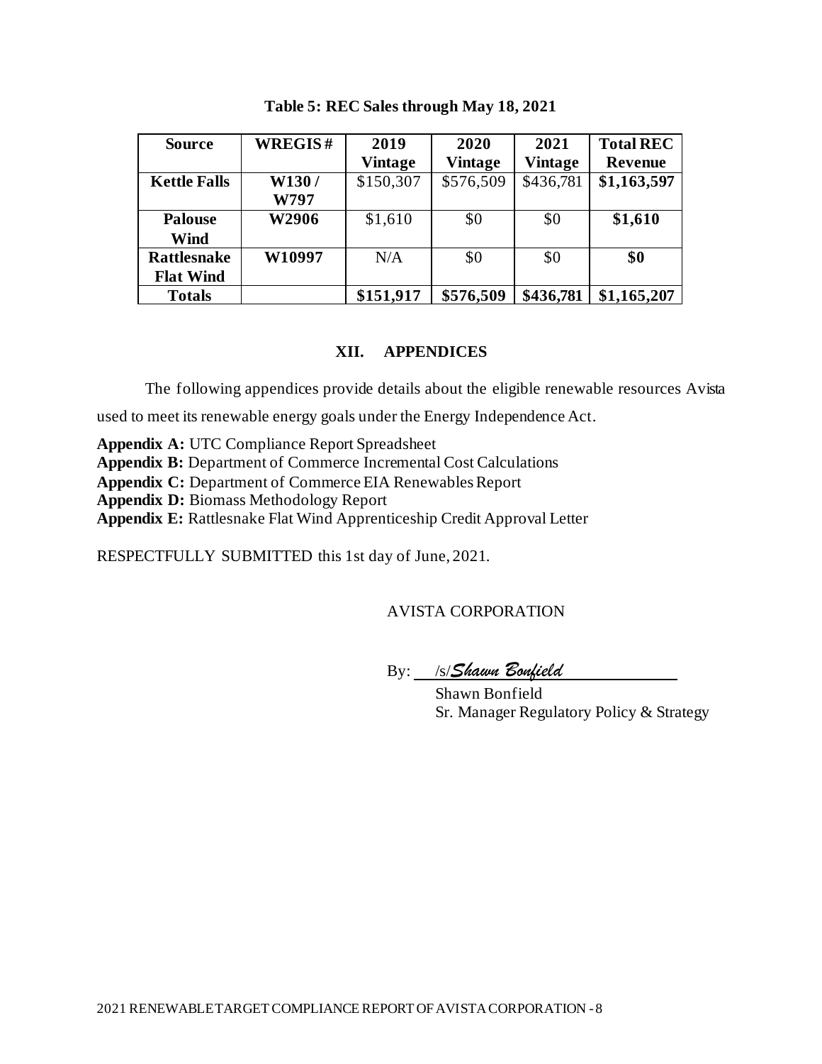**Table 5: REC Sales through May 18, 2021**

| Source | WREGIS # | 2019 Vintage | 2020 Vintage | 2021 Vintage | Total REC Revenue |
|---|---|---|---|---|---|
| **Kettle Falls** | **W130 / W797** | $150,307 | $576,509 | $436,781 | **$1,163,597** |
| **Palouse Wind** | **W2906** | $1,610 | $0 | $0 | **$1,610** |
| **Rattlesnake Flat Wind** | **W10997** | N/A | $0 | $0 | **$0** |
| **Totals** | | **$151,917** | **$576,509** | **$436,781** | **$1,165,207** |

## XII. APPENDICES

The following appendices provide details about the eligible renewable resources Avista used to meet its renewable energy goals under the Energy Independence Act.

**Appendix A:** UTC Compliance Report Spreadsheet
**Appendix B:** Department of Commerce Incremental Cost Calculations
**Appendix C:** Department of Commerce EIA Renewables Report
**Appendix D:** Biomass Methodology Report
**Appendix E:** Rattlesnake Flat Wind Apprenticeship Credit Approval Letter

RESPECTFULLY SUBMITTED this 1st day of June, 2021.

AVISTA CORPORATION

By: /s/*Shawn Bonfield*

Shawn Bonfield
Sr. Manager Regulatory Policy & Strategy